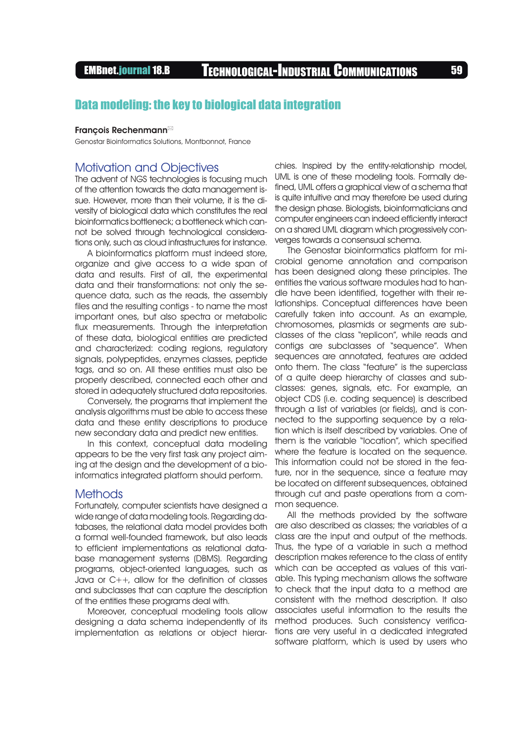# Data modeling: the key to biological data integration

**François Rechenmann**

Genostar Bioinformatics Solutions, Montbonnot, France

## Motivation and Objectives

The advent of NGS technologies is focusing much of the attention towards the data management issue. However, more than their volume, it is the diversity of biological data which constitutes the real bioinformatics bottleneck; a bottleneck which cannot be solved through technological considerations only, such as cloud infrastructures for instance.

A bioinformatics platform must indeed store, organize and give access to a wide span of data and results. First of all, the experimental data and their transformations: not only the sequence data, such as the reads, the assembly files and the resulting contigs - to name the most important ones, but also spectra or metabolic flux measurements. Through the interpretation of these data, biological entities are predicted and characterized: coding regions, regulatory signals, polypeptides, enzymes classes, peptide tags, and so on. All these entities must also be properly described, connected each other and stored in adequately structured data repositories.

Conversely, the programs that implement the analysis algorithms must be able to access these data and these entity descriptions to produce new secondary data and predict new entities.

In this context, conceptual data modeling appears to be the very first task any project aiming at the design and the development of a bioinformatics integrated platform should perform.

## Methods

Fortunately, computer scientists have designed a wide range of data modeling tools. Regarding databases, the relational data model provides both a formal well-founded framework, but also leads to efficient implementations as relational database management systems (DBMS). Regarding programs, object-oriented languages, such as Java or C++, allow for the definition of classes and subclasses that can capture the description of the entities these programs deal with.

Moreover, conceptual modeling tools allow designing a data schema independently of its implementation as relations or object hierarchies. Inspired by the entity-relationship model, UML is one of these modeling tools. Formally defined, UML offers a graphical view of a schema that is quite intuitive and may therefore be used during the design phase. Biologists, bioinformaticians and computer engineers can indeed efficiently interact on a shared UML diagram which progressively converges towards a consensual schema.

The Genostar bioinformatics platform for microbial genome annotation and comparison has been designed along these principles. The entities the various software modules had to handle have been identified, together with their relationships. Conceptual differences have been carefully taken into account. As an example, chromosomes, plasmids or segments are subclasses of the class "replicon", while reads and contigs are subclasses of "sequence". When sequences are annotated, features are added onto them. The class "feature" is the superclass of a quite deep hierarchy of classes and subclasses: genes, signals, etc. For example, an object CDS (i.e. coding sequence) is described through a list of variables (or fields), and is connected to the supporting sequence by a relation which is itself described by variables. One of them is the variable "location", which specified where the feature is located on the sequence. This information could not be stored in the feature, nor in the sequence, since a feature may be located on different subsequences, obtained through cut and paste operations from a common sequence.

All the methods provided by the software are also described as classes; the variables of a class are the input and output of the methods. Thus, the type of a variable in such a method description makes reference to the class of entity which can be accepted as values of this variable. This typing mechanism allows the software to check that the input data to a method are consistent with the method description. It also associates useful information to the results the method produces. Such consistency verifications are very useful in a dedicated integrated software platform, which is used by users who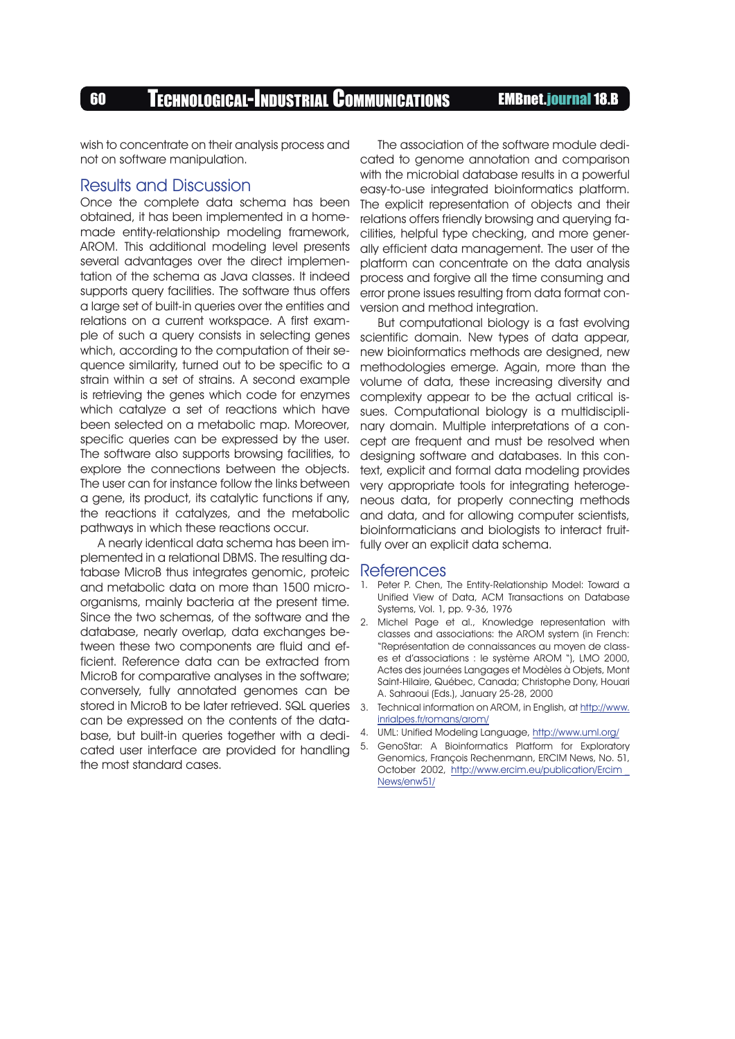wish to concentrate on their analysis process and not on software manipulation.

## Results and Discussion

Once the complete data schema has been obtained, it has been implemented in a homemade entity-relationship modeling framework, AROM. This additional modeling level presents several advantages over the direct implementation of the schema as Java classes. It indeed supports query facilities. The software thus offers a large set of built-in queries over the entities and relations on a current workspace. A first example of such a query consists in selecting genes which, according to the computation of their sequence similarity, turned out to be specific to a strain within a set of strains. A second example is retrieving the genes which code for enzymes which catalyze a set of reactions which have been selected on a metabolic map. Moreover, specific queries can be expressed by the user. The software also supports browsing facilities, to explore the connections between the objects. The user can for instance follow the links between a gene, its product, its catalytic functions if any, the reactions it catalyzes, and the metabolic pathways in which these reactions occur.

A nearly identical data schema has been implemented in a relational DBMS. The resulting database MicroB thus integrates genomic, proteic and metabolic data on more than 1500 microorganisms, mainly bacteria at the present time. Since the two schemas, of the software and the database, nearly overlap, data exchanges between these two components are fluid and efficient. Reference data can be extracted from MicroB for comparative analyses in the software; conversely, fully annotated genomes can be stored in MicroB to be later retrieved. SQL queries can be expressed on the contents of the database, but built-in queries together with a dedicated user interface are provided for handling the most standard cases.

The association of the software module dedicated to genome annotation and comparison with the microbial database results in a powerful easy-to-use integrated bioinformatics platform. The explicit representation of objects and their relations offers friendly browsing and querying facilities, helpful type checking, and more generally efficient data management. The user of the platform can concentrate on the data analysis process and forgive all the time consuming and error prone issues resulting from data format conversion and method integration.

But computational biology is a fast evolving scientific domain. New types of data appear, new bioinformatics methods are designed, new methodologies emerge. Again, more than the volume of data, these increasing diversity and complexity appear to be the actual critical issues. Computational biology is a multidisciplinary domain. Multiple interpretations of a concept are frequent and must be resolved when designing software and databases. In this context, explicit and formal data modeling provides very appropriate tools for integrating heterogeneous data, for properly connecting methods and data, and for allowing computer scientists, bioinformaticians and biologists to interact fruitfully over an explicit data schema.

## References

1. Peter P. Chen, The Entity-Relationship Model: Toward a Unified View of Data, ACM Transactions on Database Systems, Vol. 1, pp. 9-36, 1976
2. Michel Page et al., Knowledge representation with classes and associations: the AROM system (in French: "Représentation de connaissances au moyen de classes et d'associations : le système AROM "), LMO 2000, Actes des journées Langages et Modèles à Objets, Mont Saint-Hilaire, Québec, Canada; Christophe Dony, Houari A. Sahraoui (Eds.), January 25-28, 2000
3. Technical information on AROM, in English, at http://www.inrialpes.fr/romans/arom/
4. UML: Unified Modeling Language, http://www.uml.org/
5. GenoStar: A Bioinformatics Platform for Exploratory Genomics, François Rechenmann, ERCIM News, No. 51, October 2002, http://www.ercim.eu/publication/Ercim_News/enw51/